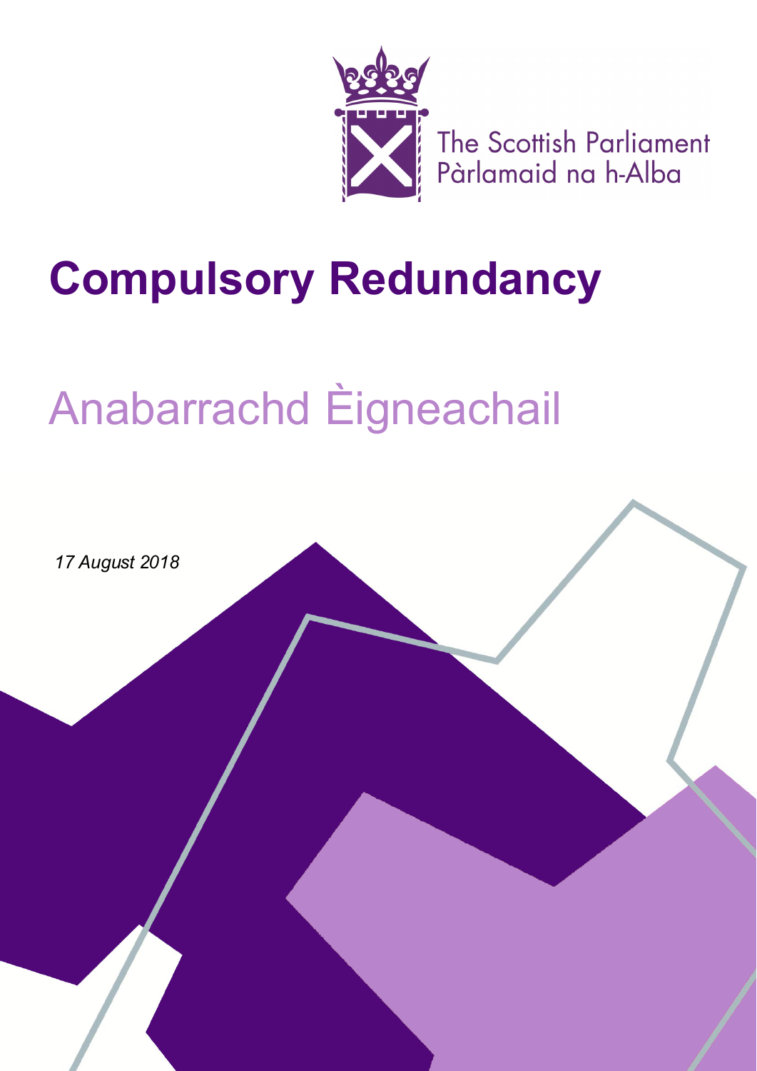The Scottish Parliament
Pàrlamaid na h-Alba

# Compulsory Redundancy

# Anabarrachd Èigneachail

*17 August 2018*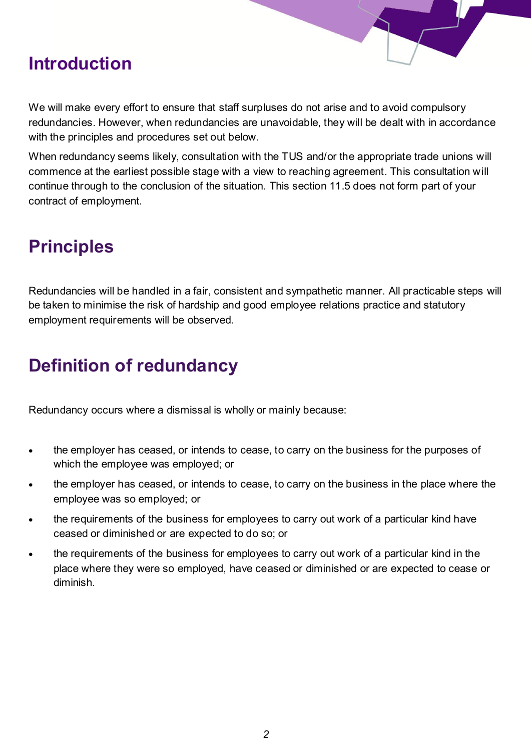## Introduction

We will make every effort to ensure that staff surpluses do not arise and to avoid compulsory redundancies. However, when redundancies are unavoidable, they will be dealt with in accordance with the principles and procedures set out below.

When redundancy seems likely, consultation with the TUS and/or the appropriate trade unions will commence at the earliest possible stage with a view to reaching agreement. This consultation will continue through to the conclusion of the situation. This section 11.5 does not form part of your contract of employment.

## Principles

Redundancies will be handled in a fair, consistent and sympathetic manner. All practicable steps will be taken to minimise the risk of hardship and good employee relations practice and statutory employment requirements will be observed.

## Definition of redundancy

Redundancy occurs where a dismissal is wholly or mainly because:

- the employer has ceased, or intends to cease, to carry on the business for the purposes of which the employee was employed; or
- the employer has ceased, or intends to cease, to carry on the business in the place where the employee was so employed; or
- the requirements of the business for employees to carry out work of a particular kind have ceased or diminished or are expected to do so; or
- the requirements of the business for employees to carry out work of a particular kind in the place where they were so employed, have ceased or diminished or are expected to cease or diminish.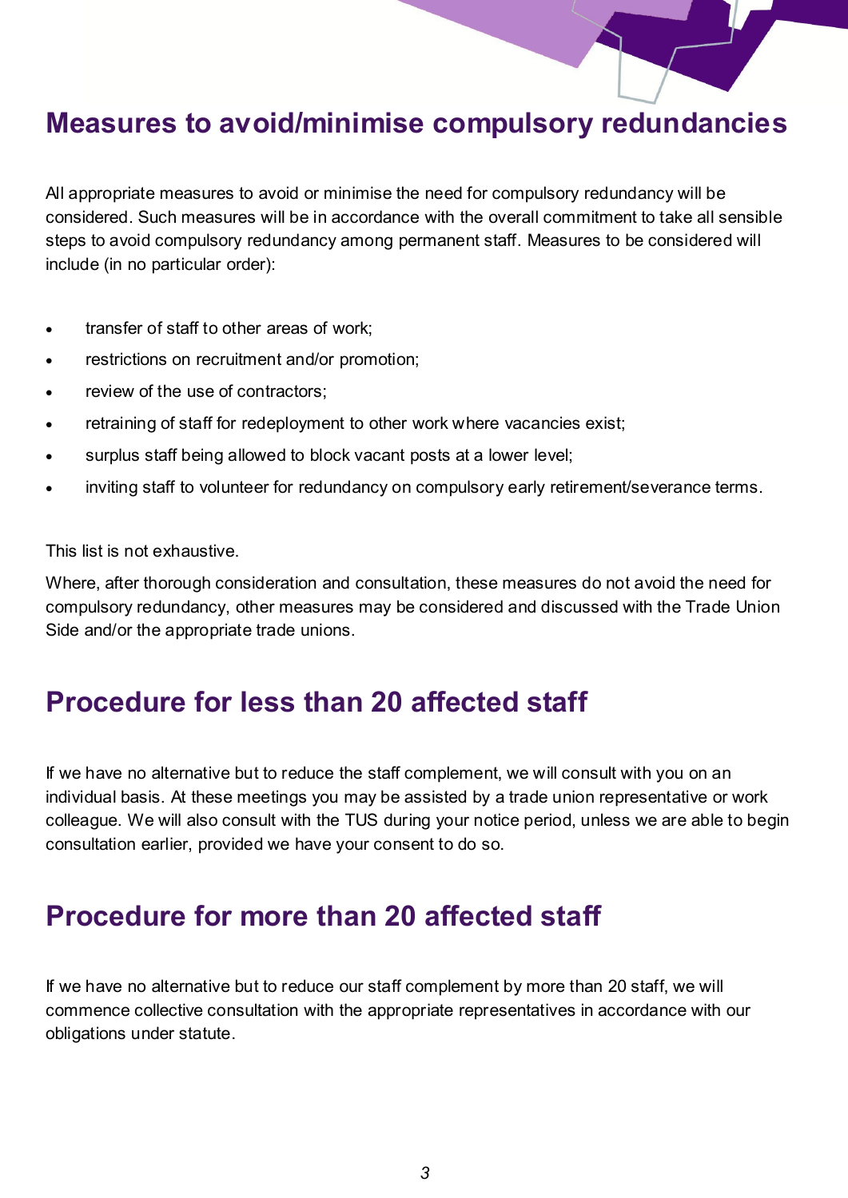## Measures to avoid/minimise compulsory redundancies

All appropriate measures to avoid or minimise the need for compulsory redundancy will be considered. Such measures will be in accordance with the overall commitment to take all sensible steps to avoid compulsory redundancy among permanent staff. Measures to be considered will include (in no particular order):

- transfer of staff to other areas of work;
- restrictions on recruitment and/or promotion;
- review of the use of contractors;
- retraining of staff for redeployment to other work where vacancies exist;
- surplus staff being allowed to block vacant posts at a lower level;
- inviting staff to volunteer for redundancy on compulsory early retirement/severance terms.

This list is not exhaustive.

Where, after thorough consideration and consultation, these measures do not avoid the need for compulsory redundancy, other measures may be considered and discussed with the Trade Union Side and/or the appropriate trade unions.

## Procedure for less than 20 affected staff

If we have no alternative but to reduce the staff complement, we will consult with you on an individual basis. At these meetings you may be assisted by a trade union representative or work colleague. We will also consult with the TUS during your notice period, unless we are able to begin consultation earlier, provided we have your consent to do so.

## Procedure for more than 20 affected staff

If we have no alternative but to reduce our staff complement by more than 20 staff, we will commence collective consultation with the appropriate representatives in accordance with our obligations under statute.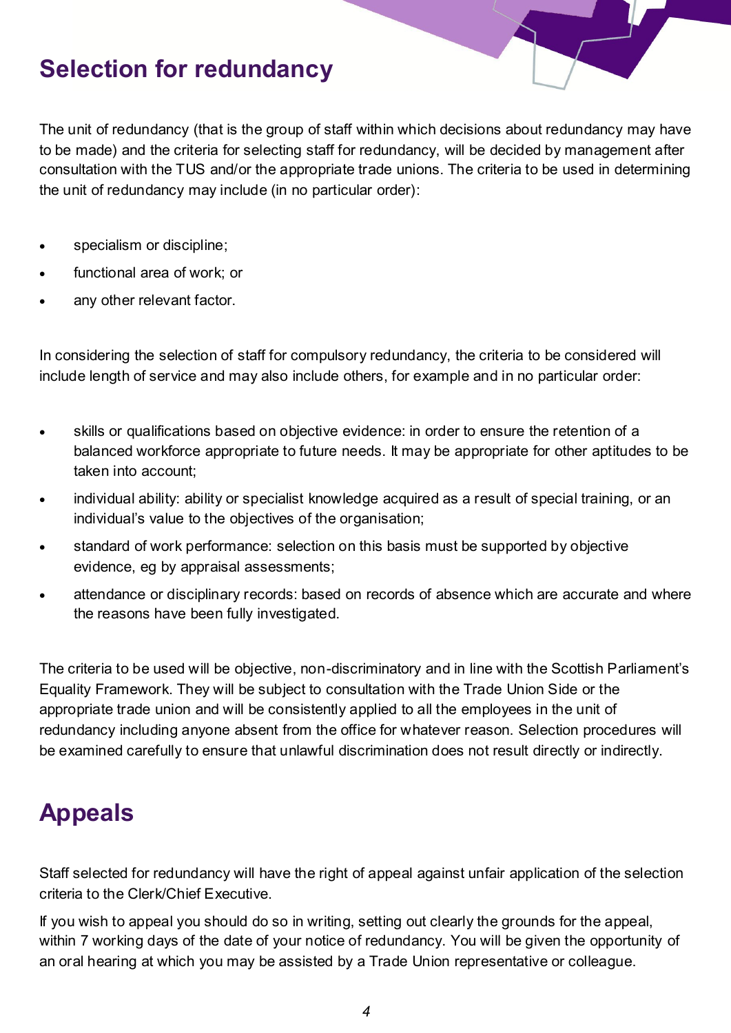## Selection for redundancy

The unit of redundancy (that is the group of staff within which decisions about redundancy may have to be made) and the criteria for selecting staff for redundancy, will be decided by management after consultation with the TUS and/or the appropriate trade unions. The criteria to be used in determining the unit of redundancy may include (in no particular order):

- specialism or discipline;
- functional area of work; or
- any other relevant factor.

In considering the selection of staff for compulsory redundancy, the criteria to be considered will include length of service and may also include others, for example and in no particular order:

- skills or qualifications based on objective evidence: in order to ensure the retention of a balanced workforce appropriate to future needs. It may be appropriate for other aptitudes to be taken into account;
- individual ability: ability or specialist knowledge acquired as a result of special training, or an individual's value to the objectives of the organisation;
- standard of work performance: selection on this basis must be supported by objective evidence, eg by appraisal assessments;
- attendance or disciplinary records: based on records of absence which are accurate and where the reasons have been fully investigated.

The criteria to be used will be objective, non-discriminatory and in line with the Scottish Parliament's Equality Framework. They will be subject to consultation with the Trade Union Side or the appropriate trade union and will be consistently applied to all the employees in the unit of redundancy including anyone absent from the office for whatever reason. Selection procedures will be examined carefully to ensure that unlawful discrimination does not result directly or indirectly.

## Appeals

Staff selected for redundancy will have the right of appeal against unfair application of the selection criteria to the Clerk/Chief Executive.

If you wish to appeal you should do so in writing, setting out clearly the grounds for the appeal, within 7 working days of the date of your notice of redundancy. You will be given the opportunity of an oral hearing at which you may be assisted by a Trade Union representative or colleague.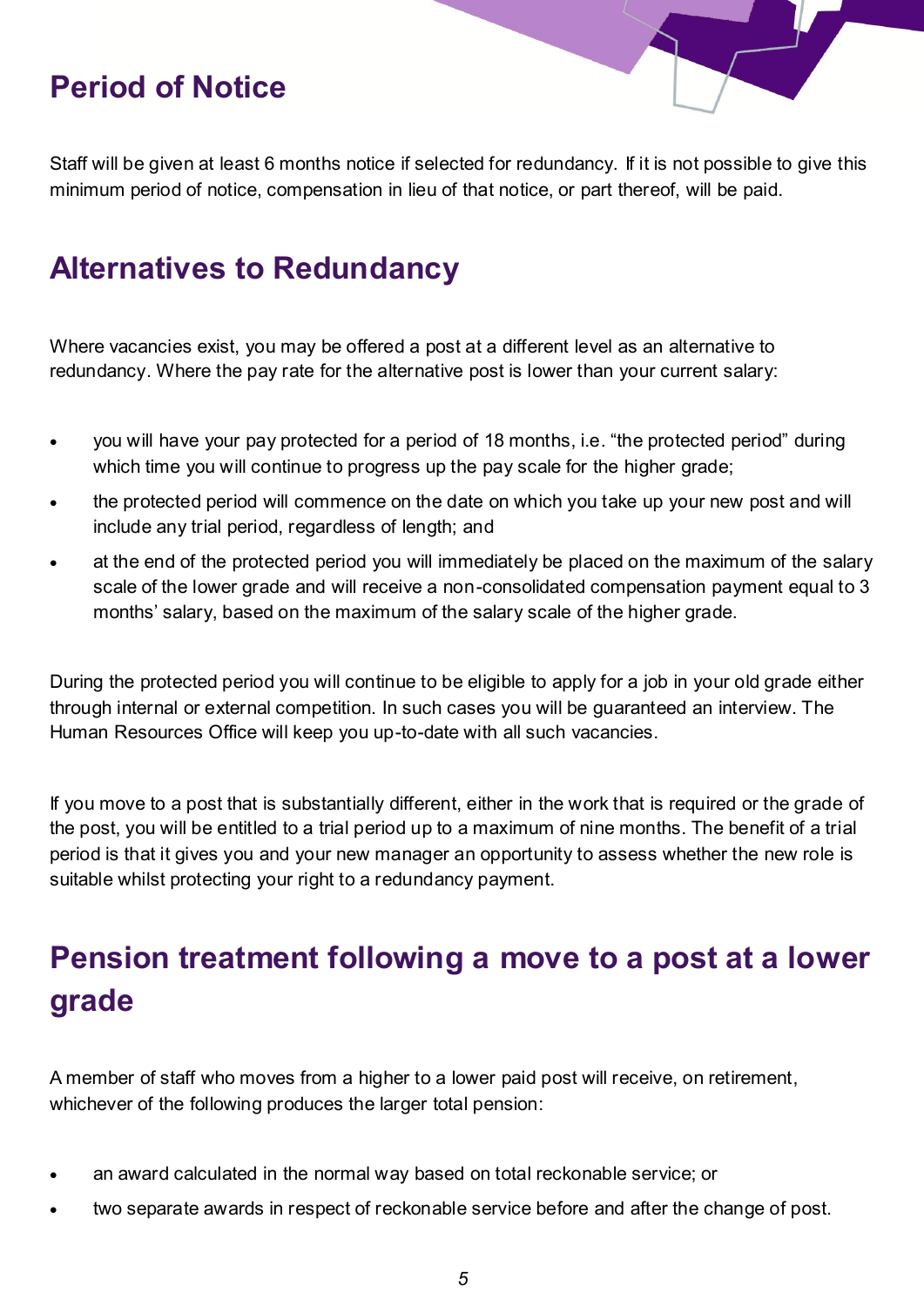## Period of Notice

Staff will be given at least 6 months notice if selected for redundancy. If it is not possible to give this minimum period of notice, compensation in lieu of that notice, or part thereof, will be paid.

## Alternatives to Redundancy

Where vacancies exist, you may be offered a post at a different level as an alternative to redundancy. Where the pay rate for the alternative post is lower than your current salary:

- you will have your pay protected for a period of 18 months, i.e. "the protected period" during which time you will continue to progress up the pay scale for the higher grade;
- the protected period will commence on the date on which you take up your new post and will include any trial period, regardless of length; and
- at the end of the protected period you will immediately be placed on the maximum of the salary scale of the lower grade and will receive a non-consolidated compensation payment equal to 3 months' salary, based on the maximum of the salary scale of the higher grade.

During the protected period you will continue to be eligible to apply for a job in your old grade either through internal or external competition. In such cases you will be guaranteed an interview. The Human Resources Office will keep you up-to-date with all such vacancies.

If you move to a post that is substantially different, either in the work that is required or the grade of the post, you will be entitled to a trial period up to a maximum of nine months. The benefit of a trial period is that it gives you and your new manager an opportunity to assess whether the new role is suitable whilst protecting your right to a redundancy payment.

## Pension treatment following a move to a post at a lower grade

A member of staff who moves from a higher to a lower paid post will receive, on retirement, whichever of the following produces the larger total pension:

- an award calculated in the normal way based on total reckonable service; or
- two separate awards in respect of reckonable service before and after the change of post.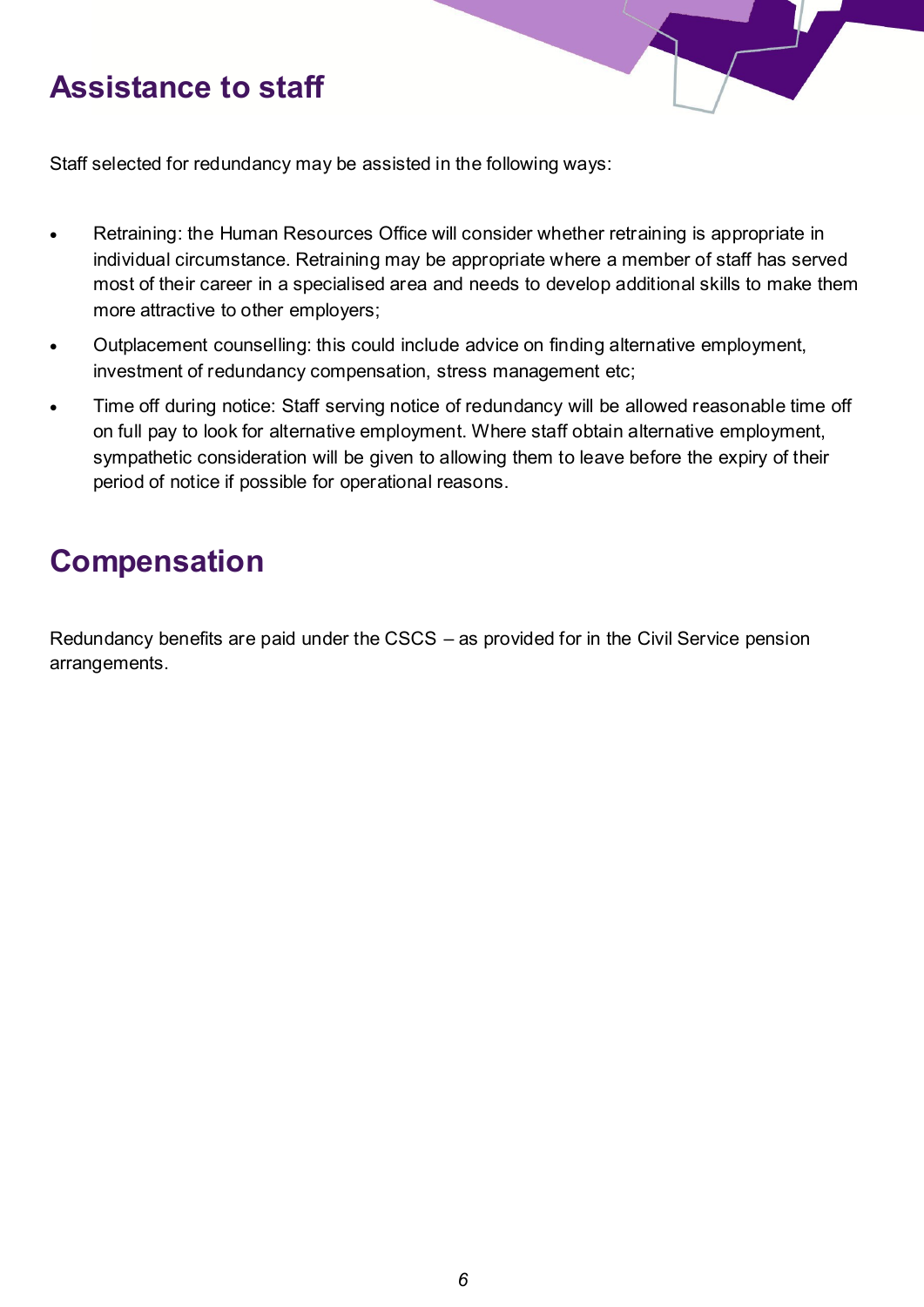## Assistance to staff

Staff selected for redundancy may be assisted in the following ways:

- Retraining: the Human Resources Office will consider whether retraining is appropriate in individual circumstance. Retraining may be appropriate where a member of staff has served most of their career in a specialised area and needs to develop additional skills to make them more attractive to other employers;
- Outplacement counselling: this could include advice on finding alternative employment, investment of redundancy compensation, stress management etc;
- Time off during notice: Staff serving notice of redundancy will be allowed reasonable time off on full pay to look for alternative employment. Where staff obtain alternative employment, sympathetic consideration will be given to allowing them to leave before the expiry of their period of notice if possible for operational reasons.

## Compensation

Redundancy benefits are paid under the CSCS – as provided for in the Civil Service pension arrangements.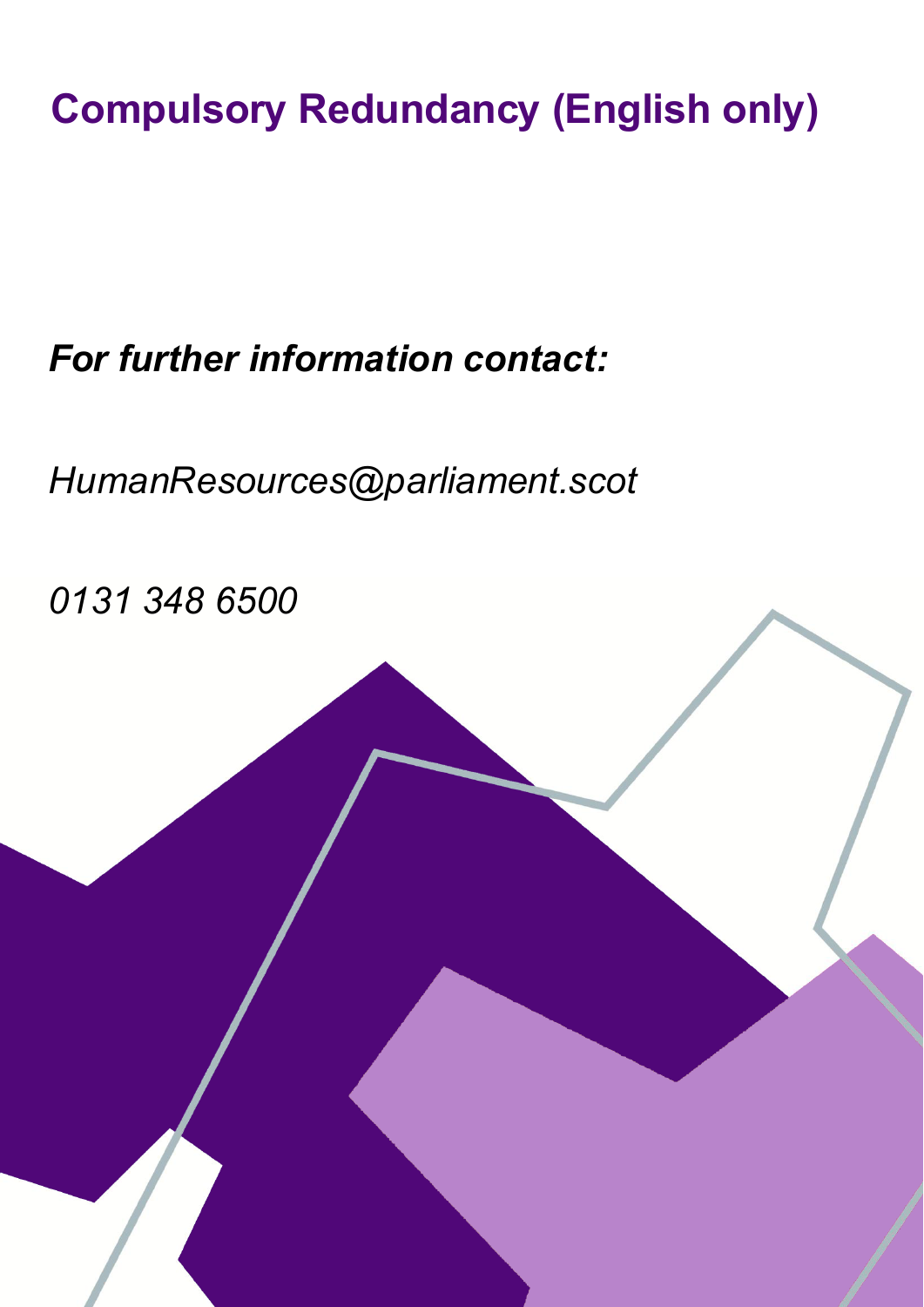# Compulsory Redundancy (English only)

***For further information contact:***

*HumanResources@parliament.scot*

*0131 348 6500*